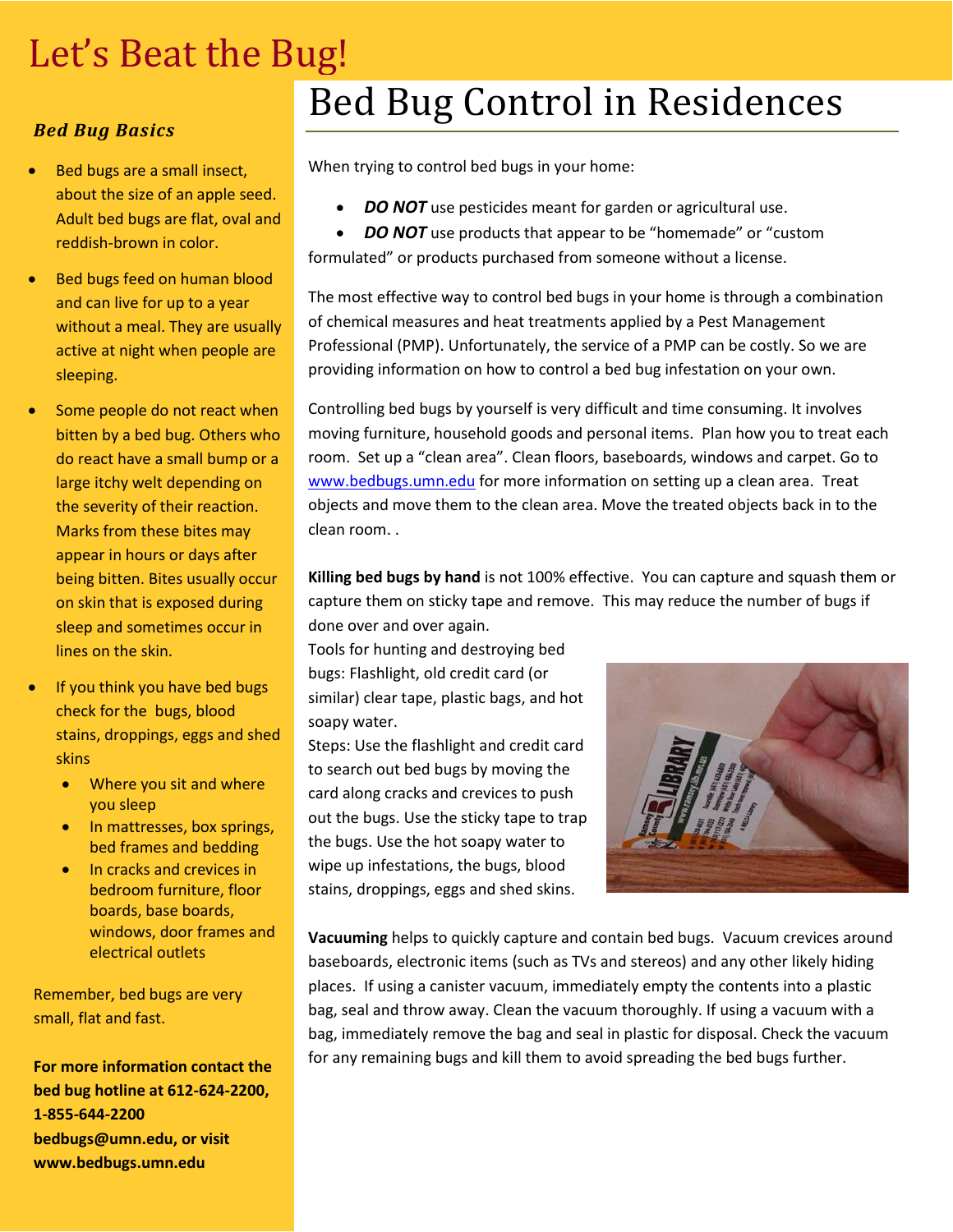# Let's Beat the Bug!

## Bed Bug Control in Residences

### *Bed Bug Basics*

- Bed bugs are a small insect, about the size of an apple seed. Adult bed bugs are flat, oval and reddish-brown in color.
- Bed bugs feed on human blood and can live for up to a year without a meal. They are usually active at night when people are sleeping.
- Some people do not react when bitten by a bed bug. Others who do react have a small bump or a large itchy welt depending on the severity of their reaction. Marks from these bites may appear in hours or days after being bitten. Bites usually occur on skin that is exposed during sleep and sometimes occur in lines on the skin.
- If you think you have bed bugs check for the bugs, blood stains, droppings, eggs and shed skins
  - Where you sit and where you sleep
  - In mattresses, box springs, bed frames and bedding
  - In cracks and crevices in bedroom furniture, floor boards, base boards, windows, door frames and electrical outlets

Remember, bed bugs are very small, flat and fast.

**For more information contact the bed bug hotline at 612-624-2200, 1-855-644-2200 bedbugs@umn.edu, or visit www.bedbugs.umn.edu**

When trying to control bed bugs in your home:

- ***DO NOT*** use pesticides meant for garden or agricultural use.
- ***DO NOT*** use products that appear to be "homemade" or "custom formulated" or products purchased from someone without a license.

The most effective way to control bed bugs in your home is through a combination of chemical measures and heat treatments applied by a Pest Management Professional (PMP). Unfortunately, the service of a PMP can be costly. So we are providing information on how to control a bed bug infestation on your own.

Controlling bed bugs by yourself is very difficult and time consuming. It involves moving furniture, household goods and personal items. Plan how you to treat each room. Set up a "clean area". Clean floors, baseboards, windows and carpet. Go to www.bedbugs.umn.edu for more information on setting up a clean area. Treat objects and move them to the clean area. Move the treated objects back in to the clean room. .

**Killing bed bugs by hand** is not 100% effective. You can capture and squash them or capture them on sticky tape and remove. This may reduce the number of bugs if done over and over again.

Tools for hunting and destroying bed bugs: Flashlight, old credit card (or similar) clear tape, plastic bags, and hot soapy water.

Steps: Use the flashlight and credit card to search out bed bugs by moving the card along cracks and crevices to push out the bugs. Use the sticky tape to trap the bugs. Use the hot soapy water to wipe up infestations, the bugs, blood stains, droppings, eggs and shed skins.

**Vacuuming** helps to quickly capture and contain bed bugs. Vacuum crevices around baseboards, electronic items (such as TVs and stereos) and any other likely hiding places. If using a canister vacuum, immediately empty the contents into a plastic bag, seal and throw away. Clean the vacuum thoroughly. If using a vacuum with a bag, immediately remove the bag and seal in plastic for disposal. Check the vacuum for any remaining bugs and kill them to avoid spreading the bed bugs further.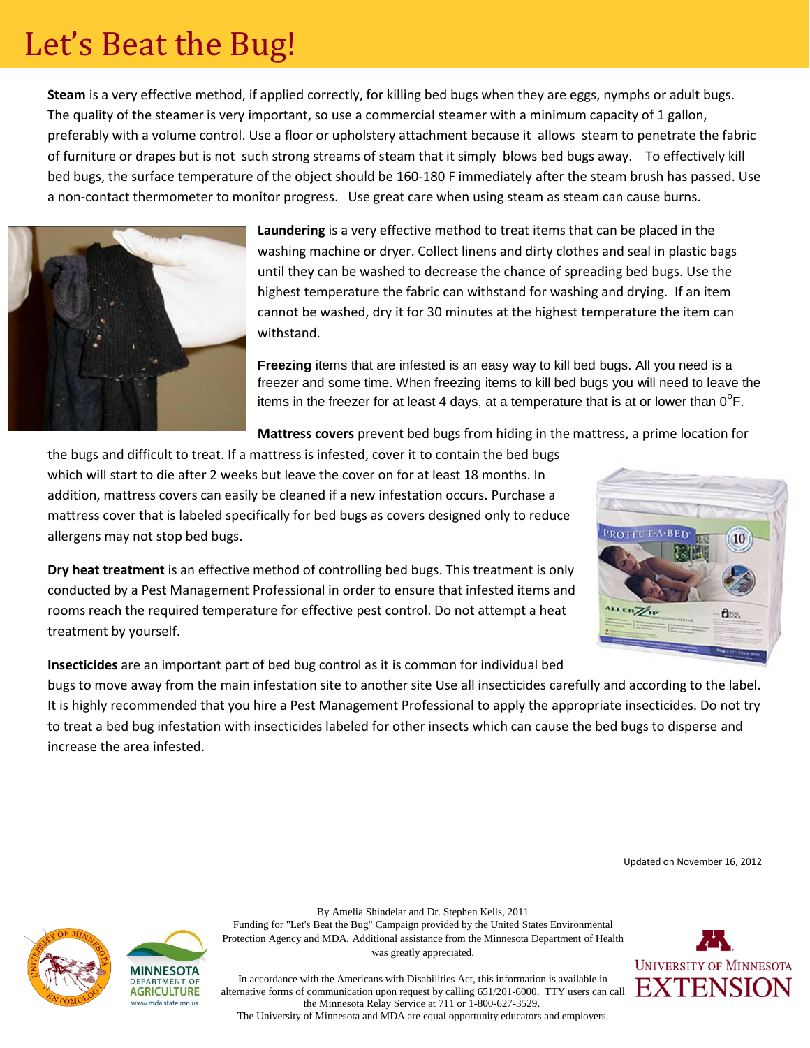# Let's Beat the Bug!

**Steam** is a very effective method, if applied correctly, for killing bed bugs when they are eggs, nymphs or adult bugs. The quality of the steamer is very important, so use a commercial steamer with a minimum capacity of 1 gallon, preferably with a volume control. Use a floor or upholstery attachment because it allows steam to penetrate the fabric of furniture or drapes but is not such strong streams of steam that it simply blows bed bugs away. To effectively kill bed bugs, the surface temperature of the object should be 160-180 F immediately after the steam brush has passed. Use a non-contact thermometer to monitor progress. Use great care when using steam as steam can cause burns.

**Laundering** is a very effective method to treat items that can be placed in the washing machine or dryer. Collect linens and dirty clothes and seal in plastic bags until they can be washed to decrease the chance of spreading bed bugs. Use the highest temperature the fabric can withstand for washing and drying. If an item cannot be washed, dry it for 30 minutes at the highest temperature the item can withstand.

**Freezing** items that are infested is an easy way to kill bed bugs. All you need is a freezer and some time. When freezing items to kill bed bugs you will need to leave the items in the freezer for at least 4 days, at a temperature that is at or lower than 0°F.

**Mattress covers** prevent bed bugs from hiding in the mattress, a prime location for the bugs and difficult to treat. If a mattress is infested, cover it to contain the bed bugs which will start to die after 2 weeks but leave the cover on for at least 18 months. In addition, mattress covers can easily be cleaned if a new infestation occurs. Purchase a mattress cover that is labeled specifically for bed bugs as covers designed only to reduce allergens may not stop bed bugs.

**Dry heat treatment** is an effective method of controlling bed bugs. This treatment is only conducted by a Pest Management Professional in order to ensure that infested items and rooms reach the required temperature for effective pest control. Do not attempt a heat treatment by yourself.

**Insecticides** are an important part of bed bug control as it is common for individual bed bugs to move away from the main infestation site to another site Use all insecticides carefully and according to the label. It is highly recommended that you hire a Pest Management Professional to apply the appropriate insecticides. Do not try to treat a bed bug infestation with insecticides labeled for other insects which can cause the bed bugs to disperse and increase the area infested.

Updated on November 16, 2012

By Amelia Shindelar and Dr. Stephen Kells, 2011
Funding for "Let's Beat the Bug" Campaign provided by the United States Environmental Protection Agency and MDA. Additional assistance from the Minnesota Department of Health was greatly appreciated.

In accordance with the Americans with Disabilities Act, this information is available in alternative forms of communication upon request by calling 651/201-6000. TTY users can call the Minnesota Relay Service at 711 or 1-800-627-3529.
The University of Minnesota and MDA are equal opportunity educators and employers.